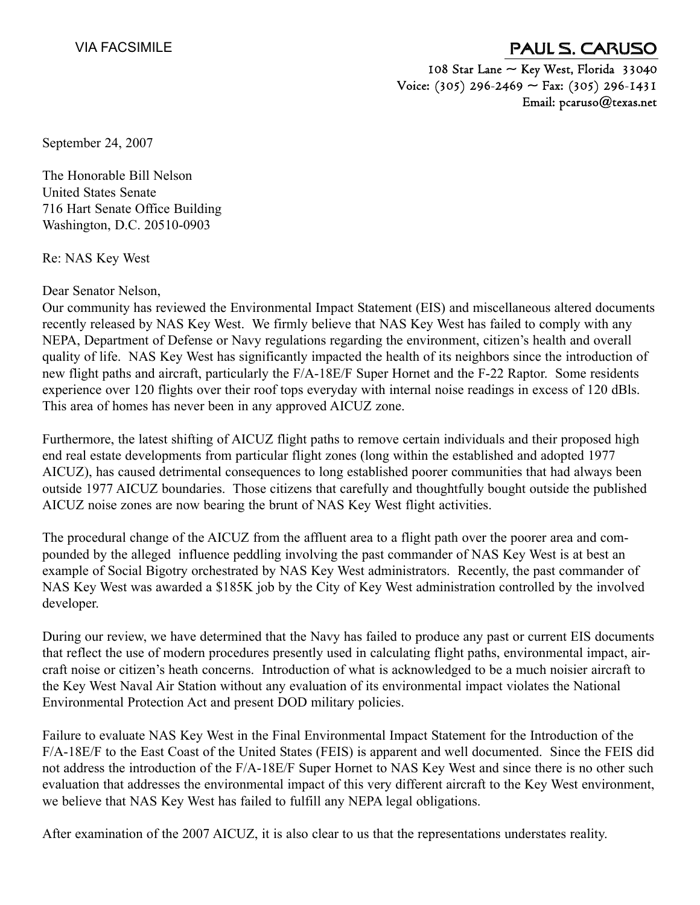VIA FACSIMILE

**PAUL S. CARUSO**

108 Star Lane ~ Key West, Florida 33040
Voice: (305) 296-2469 ~ Fax: (305) 296-1431
Email: pcaruso@texas.net

September 24, 2007

The Honorable Bill Nelson
United States Senate
716 Hart Senate Office Building
Washington, D.C. 20510-0903

Re: NAS Key West

Dear Senator Nelson,

Our community has reviewed the Environmental Impact Statement (EIS) and miscellaneous altered documents recently released by NAS Key West. We firmly believe that NAS Key West has failed to comply with any NEPA, Department of Defense or Navy regulations regarding the environment, citizen's health and overall quality of life. NAS Key West has significantly impacted the health of its neighbors since the introduction of new flight paths and aircraft, particularly the F/A-18E/F Super Hornet and the F-22 Raptor. Some residents experience over 120 flights over their roof tops everyday with internal noise readings in excess of 120 dBls. This area of homes has never been in any approved AICUZ zone.

Furthermore, the latest shifting of AICUZ flight paths to remove certain individuals and their proposed high end real estate developments from particular flight zones (long within the established and adopted 1977 AICUZ), has caused detrimental consequences to long established poorer communities that had always been outside 1977 AICUZ boundaries. Those citizens that carefully and thoughtfully bought outside the published AICUZ noise zones are now bearing the brunt of NAS Key West flight activities.

The procedural change of the AICUZ from the affluent area to a flight path over the poorer area and compounded by the alleged influence peddling involving the past commander of NAS Key West is at best an example of Social Bigotry orchestrated by NAS Key West administrators. Recently, the past commander of NAS Key West was awarded a $185K job by the City of Key West administration controlled by the involved developer.

During our review, we have determined that the Navy has failed to produce any past or current EIS documents that reflect the use of modern procedures presently used in calculating flight paths, environmental impact, aircraft noise or citizen's heath concerns. Introduction of what is acknowledged to be a much noisier aircraft to the Key West Naval Air Station without any evaluation of its environmental impact violates the National Environmental Protection Act and present DOD military policies.

Failure to evaluate NAS Key West in the Final Environmental Impact Statement for the Introduction of the F/A-18E/F to the East Coast of the United States (FEIS) is apparent and well documented. Since the FEIS did not address the introduction of the F/A-18E/F Super Hornet to NAS Key West and since there is no other such evaluation that addresses the environmental impact of this very different aircraft to the Key West environment, we believe that NAS Key West has failed to fulfill any NEPA legal obligations.

After examination of the 2007 AICUZ, it is also clear to us that the representations understates reality.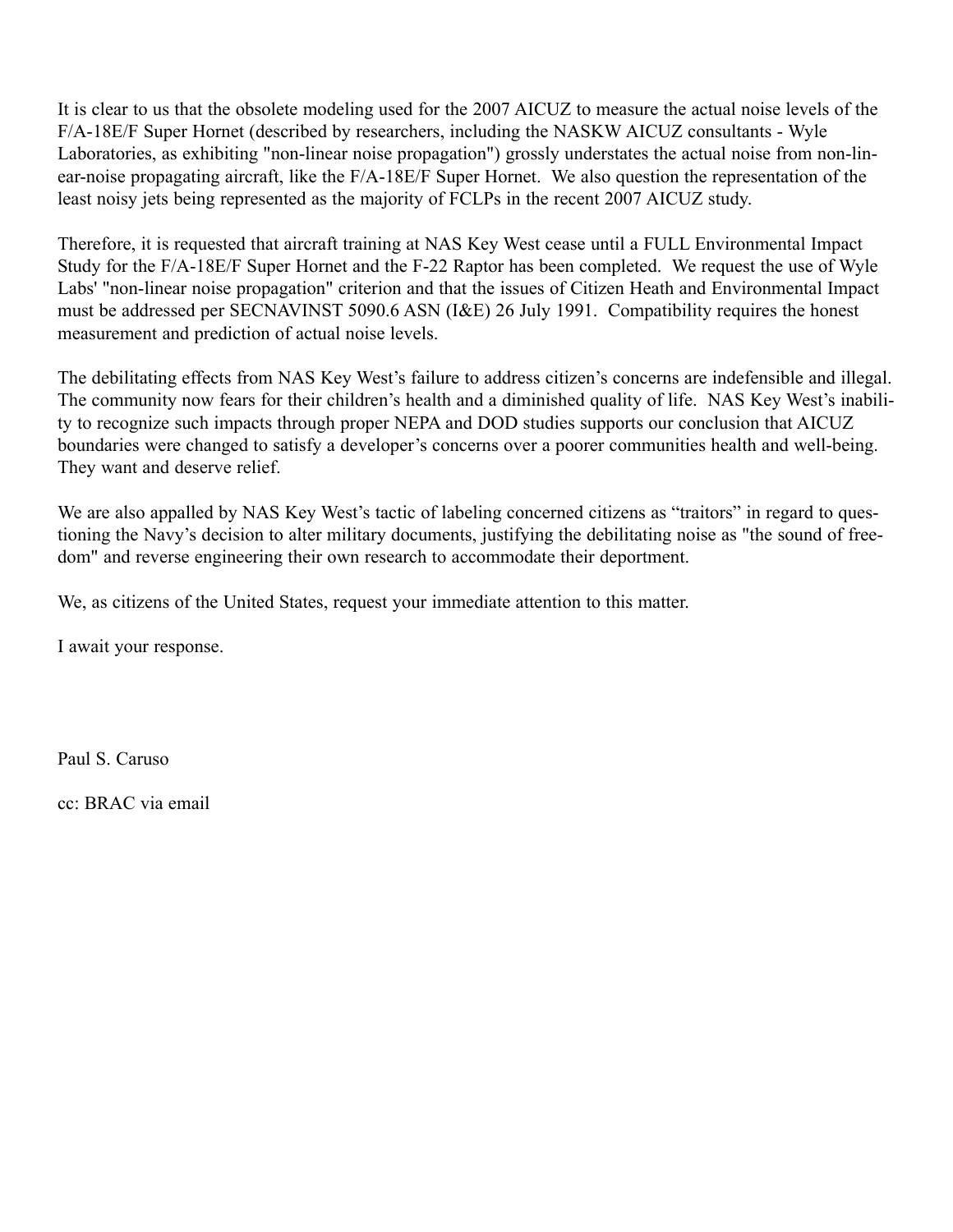It is clear to us that the obsolete modeling used for the 2007 AICUZ to measure the actual noise levels of the F/A-18E/F Super Hornet (described by researchers, including the NASKW AICUZ consultants - Wyle Laboratories, as exhibiting "non-linear noise propagation") grossly understates the actual noise from non-linear-noise propagating aircraft, like the F/A-18E/F Super Hornet. We also question the representation of the least noisy jets being represented as the majority of FCLPs in the recent 2007 AICUZ study.

Therefore, it is requested that aircraft training at NAS Key West cease until a FULL Environmental Impact Study for the F/A-18E/F Super Hornet and the F-22 Raptor has been completed. We request the use of Wyle Labs' "non-linear noise propagation" criterion and that the issues of Citizen Heath and Environmental Impact must be addressed per SECNAVINST 5090.6 ASN (I&E) 26 July 1991. Compatibility requires the honest measurement and prediction of actual noise levels.

The debilitating effects from NAS Key West's failure to address citizen's concerns are indefensible and illegal. The community now fears for their children's health and a diminished quality of life. NAS Key West's inability to recognize such impacts through proper NEPA and DOD studies supports our conclusion that AICUZ boundaries were changed to satisfy a developer's concerns over a poorer communities health and well-being. They want and deserve relief.

We are also appalled by NAS Key West's tactic of labeling concerned citizens as "traitors" in regard to questioning the Navy's decision to alter military documents, justifying the debilitating noise as "the sound of freedom" and reverse engineering their own research to accommodate their deportment.

We, as citizens of the United States, request your immediate attention to this matter.

I await your response.

Paul S. Caruso

cc: BRAC via email